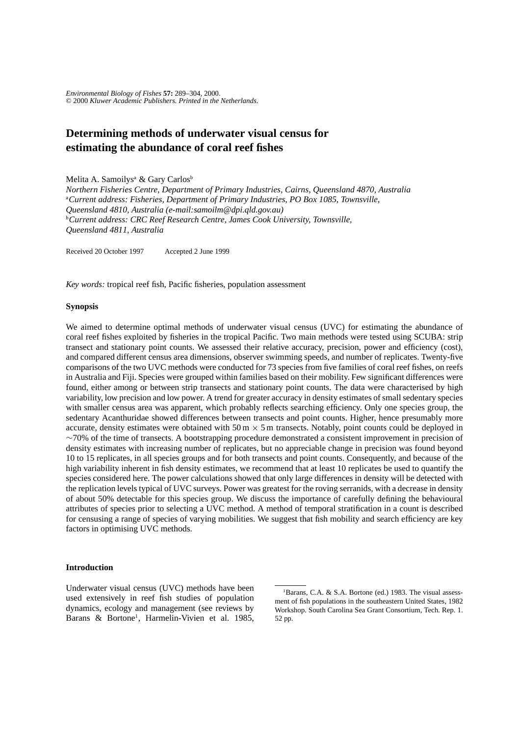Environmental Biology of Fishes **57:** 289–304, 2000.
© 2000 *Kluwer Academic Publishers. Printed in the Netherlands.*

# Determining methods of underwater visual census for estimating the abundance of coral reef fishes

Melita A. Samoilys[a] & Gary Carlos[b]

*Northern Fisheries Centre, Department of Primary Industries, Cairns, Queensland 4870, Australia*
[a]*Current address: Fisheries, Department of Primary Industries, PO Box 1085, Townsville, Queensland 4810, Australia (e-mail:samoilm@dpi.qld.gov.au)*
[b]*Current address: CRC Reef Research Centre, James Cook University, Townsville, Queensland 4811, Australia*

Received 20 October 1997 Accepted 2 June 1999

*Key words:* tropical reef fish, Pacific fisheries, population assessment

### Synopsis

We aimed to determine optimal methods of underwater visual census (UVC) for estimating the abundance of coral reef fishes exploited by fisheries in the tropical Pacific. Two main methods were tested using SCUBA: strip transect and stationary point counts. We assessed their relative accuracy, precision, power and efficiency (cost), and compared different census area dimensions, observer swimming speeds, and number of replicates. Twenty-five comparisons of the two UVC methods were conducted for 73 species from five families of coral reef fishes, on reefs in Australia and Fiji. Species were grouped within families based on their mobility. Few significant differences were found, either among or between strip transects and stationary point counts. The data were characterised by high variability, low precision and low power. A trend for greater accuracy in density estimates of small sedentary species with smaller census area was apparent, which probably reflects searching efficiency. Only one species group, the sedentary Acanthuridae showed differences between transects and point counts. Higher, hence presumably more accurate, density estimates were obtained with $50\,\text{m} \times 5\,\text{m}$ transects. Notably, point counts could be deployed in $\sim$70% of the time of transects. A bootstrapping procedure demonstrated a consistent improvement in precision of density estimates with increasing number of replicates, but no appreciable change in precision was found beyond 10 to 15 replicates, in all species groups and for both transects and point counts. Consequently, and because of the high variability inherent in fish density estimates, we recommend that at least 10 replicates be used to quantify the species considered here. The power calculations showed that only large differences in density will be detected with the replication levels typical of UVC surveys. Power was greatest for the roving serranids, with a decrease in density of about 50% detectable for this species group. We discuss the importance of carefully defining the behavioural attributes of species prior to selecting a UVC method. A method of temporal stratification in a count is described for censusing a range of species of varying mobilities. We suggest that fish mobility and search efficiency are key factors in optimising UVC methods.

### Introduction

Underwater visual census (UVC) methods have been used extensively in reef fish studies of population dynamics, ecology and management (see reviews by Barans & Bortone[1], Harmelin-Vivien et al. 1985,

[1]Barans, C.A. & S.A. Bortone (ed.) 1983. The visual assessment of fish populations in the southeastern United States, 1982 Workshop. South Carolina Sea Grant Consortium, Tech. Rep. 1. 52 pp.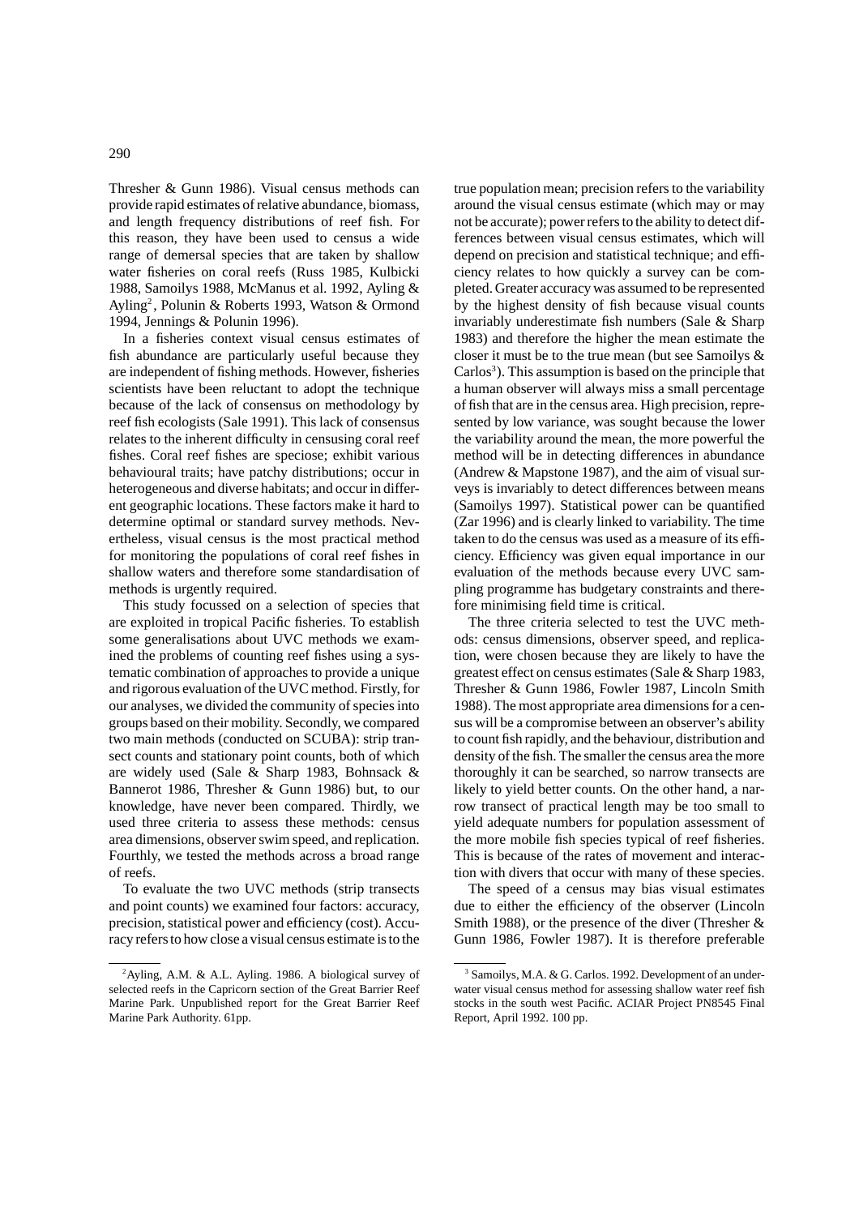Thresher & Gunn 1986). Visual census methods can provide rapid estimates of relative abundance, biomass, and length frequency distributions of reef fish. For this reason, they have been used to census a wide range of demersal species that are taken by shallow water fisheries on coral reefs (Russ 1985, Kulbicki 1988, Samoilys 1988, McManus et al. 1992, Ayling & Ayling[2], Polunin & Roberts 1993, Watson & Ormond 1994, Jennings & Polunin 1996).

In a fisheries context visual census estimates of fish abundance are particularly useful because they are independent of fishing methods. However, fisheries scientists have been reluctant to adopt the technique because of the lack of consensus on methodology by reef fish ecologists (Sale 1991). This lack of consensus relates to the inherent difficulty in censusing coral reef fishes. Coral reef fishes are speciose; exhibit various behavioural traits; have patchy distributions; occur in heterogeneous and diverse habitats; and occur in different geographic locations. These factors make it hard to determine optimal or standard survey methods. Nevertheless, visual census is the most practical method for monitoring the populations of coral reef fishes in shallow waters and therefore some standardisation of methods is urgently required.

This study focussed on a selection of species that are exploited in tropical Pacific fisheries. To establish some generalisations about UVC methods we examined the problems of counting reef fishes using a systematic combination of approaches to provide a unique and rigorous evaluation of the UVC method. Firstly, for our analyses, we divided the community of species into groups based on their mobility. Secondly, we compared two main methods (conducted on SCUBA): strip transect counts and stationary point counts, both of which are widely used (Sale & Sharp 1983, Bohnsack & Bannerot 1986, Thresher & Gunn 1986) but, to our knowledge, have never been compared. Thirdly, we used three criteria to assess these methods: census area dimensions, observer swim speed, and replication. Fourthly, we tested the methods across a broad range of reefs.

To evaluate the two UVC methods (strip transects and point counts) we examined four factors: accuracy, precision, statistical power and efficiency (cost). Accuracy refers to how close a visual census estimate is to the true population mean; precision refers to the variability around the visual census estimate (which may or may not be accurate); power refers to the ability to detect differences between visual census estimates, which will depend on precision and statistical technique; and efficiency relates to how quickly a survey can be completed. Greater accuracy was assumed to be represented by the highest density of fish because visual counts invariably underestimate fish numbers (Sale & Sharp 1983) and therefore the higher the mean estimate the closer it must be to the true mean (but see Samoilys & Carlos[3]). This assumption is based on the principle that a human observer will always miss a small percentage of fish that are in the census area. High precision, represented by low variance, was sought because the lower the variability around the mean, the more powerful the method will be in detecting differences in abundance (Andrew & Mapstone 1987), and the aim of visual surveys is invariably to detect differences between means (Samoilys 1997). Statistical power can be quantified (Zar 1996) and is clearly linked to variability. The time taken to do the census was used as a measure of its efficiency. Efficiency was given equal importance in our evaluation of the methods because every UVC sampling programme has budgetary constraints and therefore minimising field time is critical.

The three criteria selected to test the UVC methods: census dimensions, observer speed, and replication, were chosen because they are likely to have the greatest effect on census estimates (Sale & Sharp 1983, Thresher & Gunn 1986, Fowler 1987, Lincoln Smith 1988). The most appropriate area dimensions for a census will be a compromise between an observer's ability to count fish rapidly, and the behaviour, distribution and density of the fish. The smaller the census area the more thoroughly it can be searched, so narrow transects are likely to yield better counts. On the other hand, a narrow transect of practical length may be too small to yield adequate numbers for population assessment of the more mobile fish species typical of reef fisheries. This is because of the rates of movement and interaction with divers that occur with many of these species.

The speed of a census may bias visual estimates due to either the efficiency of the observer (Lincoln Smith 1988), or the presence of the diver (Thresher & Gunn 1986, Fowler 1987). It is therefore preferable

---

[2] Ayling, A.M. & A.L. Ayling. 1986. A biological survey of selected reefs in the Capricorn section of the Great Barrier Reef Marine Park. Unpublished report for the Great Barrier Reef Marine Park Authority. 61pp.

[3] Samoilys, M.A. & G. Carlos. 1992. Development of an underwater visual census method for assessing shallow water reef fish stocks in the south west Pacific. ACIAR Project PN8545 Final Report, April 1992. 100 pp.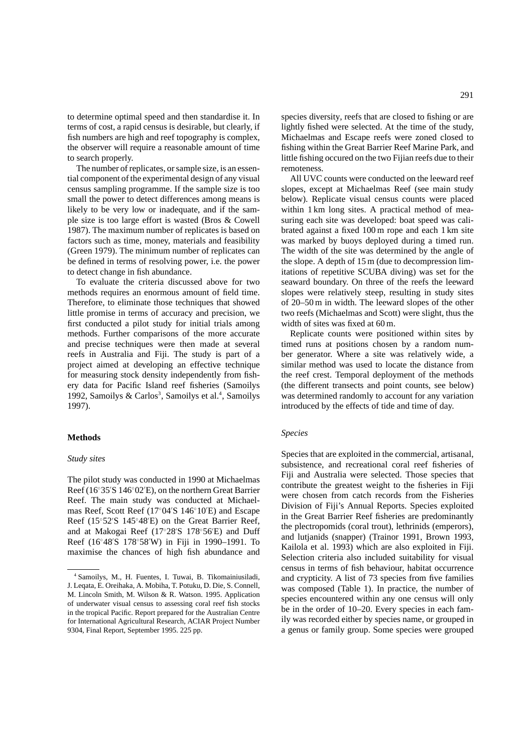to determine optimal speed and then standardise it. In terms of cost, a rapid census is desirable, but clearly, if fish numbers are high and reef topography is complex, the observer will require a reasonable amount of time to search properly.

The number of replicates, or sample size, is an essential component of the experimental design of any visual census sampling programme. If the sample size is too small the power to detect differences among means is likely to be very low or inadequate, and if the sample size is too large effort is wasted (Bros & Cowell 1987). The maximum number of replicates is based on factors such as time, money, materials and feasibility (Green 1979). The minimum number of replicates can be defined in terms of resolving power, i.e. the power to detect change in fish abundance.

To evaluate the criteria discussed above for two methods requires an enormous amount of field time. Therefore, to eliminate those techniques that showed little promise in terms of accuracy and precision, we first conducted a pilot study for initial trials among methods. Further comparisons of the more accurate and precise techniques were then made at several reefs in Australia and Fiji. The study is part of a project aimed at developing an effective technique for measuring stock density independently from fishery data for Pacific Island reef fisheries (Samoilys 1992, Samoilys & Carlos[3], Samoilys et al.[4], Samoilys 1997).

## Methods

### *Study sites*

The pilot study was conducted in 1990 at Michaelmas Reef (16°35′S 146°02′E), on the northern Great Barrier Reef. The main study was conducted at Michaelmas Reef, Scott Reef (17°04′S 146°10′E) and Escape Reef (15°52′S 145°48′E) on the Great Barrier Reef, and at Makogai Reef (17°28′S 178°56′E) and Duff Reef (16°48′S 178°58′W) in Fiji in 1990–1991. To maximise the chances of high fish abundance and species diversity, reefs that are closed to fishing or are lightly fished were selected. At the time of the study, Michaelmas and Escape reefs were zoned closed to fishing within the Great Barrier Reef Marine Park, and little fishing occured on the two Fijian reefs due to their remoteness.

All UVC counts were conducted on the leeward reef slopes, except at Michaelmas Reef (see main study below). Replicate visual census counts were placed within 1 km long sites. A practical method of measuring each site was developed: boat speed was calibrated against a fixed 100 m rope and each 1 km site was marked by buoys deployed during a timed run. The width of the site was determined by the angle of the slope. A depth of 15 m (due to decompression limitations of repetitive SCUBA diving) was set for the seaward boundary. On three of the reefs the leeward slopes were relatively steep, resulting in study sites of 20–50 m in width. The leeward slopes of the other two reefs (Michaelmas and Scott) were slight, thus the width of sites was fixed at 60 m.

Replicate counts were positioned within sites by timed runs at positions chosen by a random number generator. Where a site was relatively wide, a similar method was used to locate the distance from the reef crest. Temporal deployment of the methods (the different transects and point counts, see below) was determined randomly to account for any variation introduced by the effects of tide and time of day.

### *Species*

Species that are exploited in the commercial, artisanal, subsistence, and recreational coral reef fisheries of Fiji and Australia were selected. Those species that contribute the greatest weight to the fisheries in Fiji were chosen from catch records from the Fisheries Division of Fiji's Annual Reports. Species exploited in the Great Barrier Reef fisheries are predominantly the plectropomids (coral trout), lethrinids (emperors), and lutjanids (snapper) (Trainor 1991, Brown 1993, Kailola et al. 1993) which are also exploited in Fiji. Selection criteria also included suitability for visual census in terms of fish behaviour, habitat occurrence and crypticity. A list of 73 species from five families was composed (Table 1). In practice, the number of species encountered within any one census will only be in the order of 10–20. Every species in each family was recorded either by species name, or grouped in a genus or family group. Some species were grouped

---

[4] Samoilys, M., H. Fuentes, I. Tuwai, B. Tikomainiusiladi, J. Leqata, E. Oreihaka, A. Mobiha, T. Potuku, D. Die, S. Connell, M. Lincoln Smith, M. Wilson & R. Watson. 1995. Application of underwater visual census to assessing coral reef fish stocks in the tropical Pacific. Report prepared for the Australian Centre for International Agricultural Research, ACIAR Project Number 9304, Final Report, September 1995. 225 pp.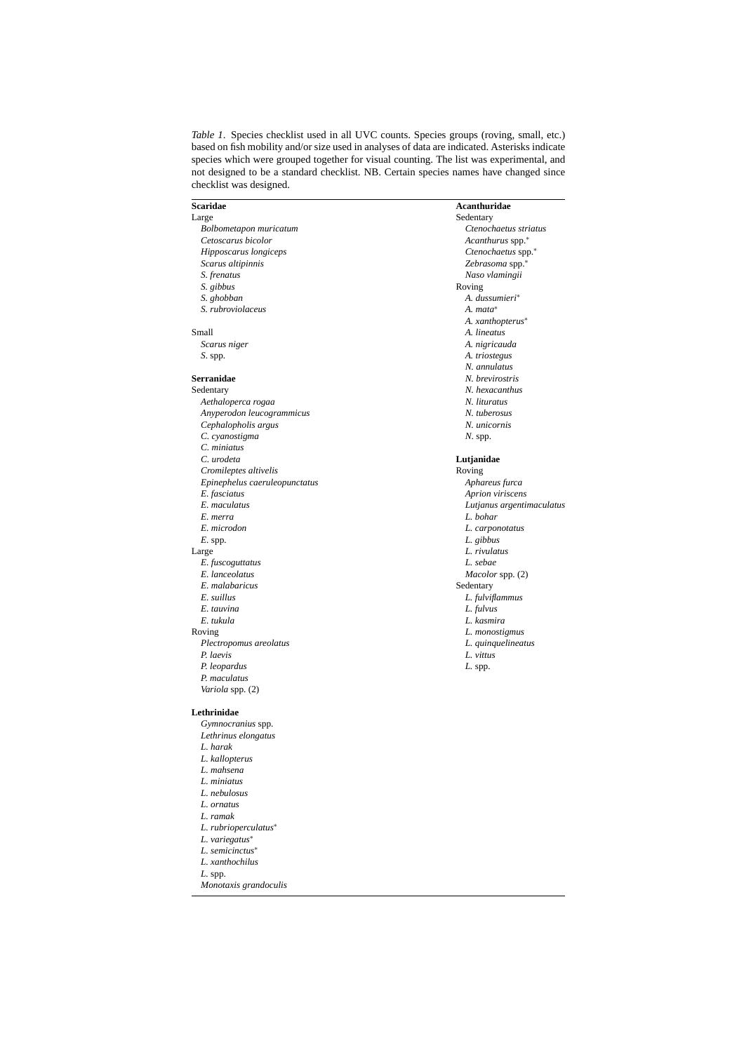*Table 1*. Species checklist used in all UVC counts. Species groups (roving, small, etc.) based on fish mobility and/or size used in analyses of data are indicated. Asterisks indicate species which were grouped together for visual counting. The list was experimental, and not designed to be a standard checklist. NB. Certain species names have changed since checklist was designed.

**Scaridae**

Large

- *Bolbometapon muricatum*
- *Cetoscarus bicolor*
- *Hipposcarus longiceps*
- *Scarus altipinnis*
- *S. frenatus*
- *S. gibbus*
- *S. ghobban*
- *S. rubroviolaceus*

Small

- *Scarus niger*
- *S.* spp.

**Serranidae**

Sedentary

- *Aethaloperca rogaa*
- *Anyperodon leucogrammicus*
- *Cephalopholis argus*
- *C. cyanostigma*
- *C. miniatus*
- *C. urodeta*
- *Cromileptes altivelis*
- *Epinephelus caeruleopunctatus*
- *E. fasciatus*
- *E. maculatus*
- *E. merra*
- *E. microdon*
- *E.* spp.

Large

- *E. fuscoguttatus*
- *E. lanceolatus*
- *E. malabaricus*
- *E. suillus*
- *E. tauvina*
- *E. tukula*

Roving

- *Plectropomus areolatus*
- *P. laevis*
- *P. leopardus*
- *P. maculatus*
- *Variola* spp. (2)

**Lethrinidae**

- *Gymnocranius* spp.
- *Lethrinus elongatus*
- *L. harak*
- *L. kallopterus*
- *L. mahsena*
- *L. miniatus*
- *L. nebulosus*
- *L. ornatus*
- *L. ramak*
- *L. rubrioperculatus*\*
- *L. variegatus*\*
- *L. semicinctus*\*
- *L. xanthochilus*
- *L.* spp.
- *Monotaxis grandoculis*

**Acanthuridae**

Sedentary

- *Ctenochaetus striatus*
- *Acanthurus* spp.\*
- *Ctenochaetus* spp.\*
- *Zebrasoma* spp.\*
- *Naso vlamingii*

Roving

- *A. dussumieri*\*
- *A. mata*\*
- *A. xanthopterus*\*
- *A. lineatus*
- *A. nigricauda*
- *A. triostegus*
- *N. annulatus*
- *N. brevirostris*
- *N. hexacanthus*
- *N. lituratus*
- *N. tuberosus*
- *N. unicornis*
- *N.* spp.

**Lutjanidae**

Roving

- *Aphareus furca*
- *Aprion viriscens*
- *Lutjanus argentimaculatus*
- *L. bohar*
- *L. carponotatus*
- *L. gibbus*
- *L. rivulatus*
- *L. sebae*
- *Macolor* spp. (2)

Sedentary

- *L. fulviflammus*
- *L. fulvus*
- *L. kasmira*
- *L. monostigmus*
- *L. quinquelineatus*
- *L. vittus*
- *L.* spp.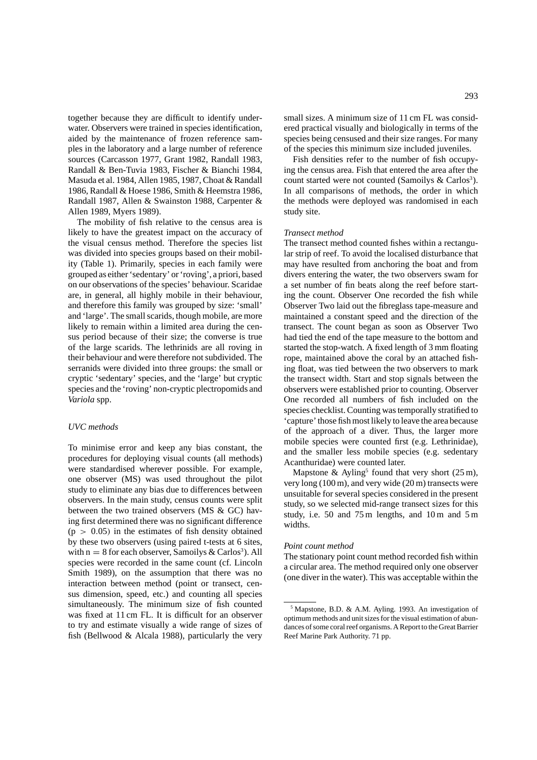together because they are difficult to identify underwater. Observers were trained in species identification, aided by the maintenance of frozen reference samples in the laboratory and a large number of reference sources (Carcasson 1977, Grant 1982, Randall 1983, Randall & Ben-Tuvia 1983, Fischer & Bianchi 1984, Masuda et al. 1984, Allen 1985, 1987, Choat & Randall 1986, Randall & Hoese 1986, Smith & Heemstra 1986, Randall 1987, Allen & Swainston 1988, Carpenter & Allen 1989, Myers 1989).

The mobility of fish relative to the census area is likely to have the greatest impact on the accuracy of the visual census method. Therefore the species list was divided into species groups based on their mobility (Table 1). Primarily, species in each family were grouped as either 'sedentary' or 'roving', a priori, based on our observations of the species' behaviour. Scaridae are, in general, all highly mobile in their behaviour, and therefore this family was grouped by size: 'small' and 'large'. The small scarids, though mobile, are more likely to remain within a limited area during the census period because of their size; the converse is true of the large scarids. The lethrinids are all roving in their behaviour and were therefore not subdivided. The serranids were divided into three groups: the small or cryptic 'sedentary' species, and the 'large' but cryptic species and the 'roving' non-cryptic plectropomids and *Variola* spp.

### *UVC methods*

To minimise error and keep any bias constant, the procedures for deploying visual counts (all methods) were standardised wherever possible. For example, one observer (MS) was used throughout the pilot study to eliminate any bias due to differences between observers. In the main study, census counts were split between the two trained observers (MS & GC) having first determined there was no significant difference ($p > 0.05$) in the estimates of fish density obtained by these two observers (using paired t-tests at 6 sites, with $n = 8$ for each observer, Samoilys & Carlos[3]). All species were recorded in the same count (cf. Lincoln Smith 1989), on the assumption that there was no interaction between method (point or transect, census dimension, speed, etc.) and counting all species simultaneously. The minimum size of fish counted was fixed at 11 cm FL. It is difficult for an observer to try and estimate visually a wide range of sizes of fish (Bellwood & Alcala 1988), particularly the very small sizes. A minimum size of 11 cm FL was considered practical visually and biologically in terms of the species being censused and their size ranges. For many of the species this minimum size included juveniles.

Fish densities refer to the number of fish occupying the census area. Fish that entered the area after the count started were not counted (Samoilys & Carlos[3]). In all comparisons of methods, the order in which the methods were deployed was randomised in each study site.

#### *Transect method*

The transect method counted fishes within a rectangular strip of reef. To avoid the localised disturbance that may have resulted from anchoring the boat and from divers entering the water, the two observers swam for a set number of fin beats along the reef before starting the count. Observer One recorded the fish while Observer Two laid out the fibreglass tape-measure and maintained a constant speed and the direction of the transect. The count began as soon as Observer Two had tied the end of the tape measure to the bottom and started the stop-watch. A fixed length of 3 mm floating rope, maintained above the coral by an attached fishing float, was tied between the two observers to mark the transect width. Start and stop signals between the observers were established prior to counting. Observer One recorded all numbers of fish included on the species checklist. Counting was temporally stratified to 'capture' those fish most likely to leave the area because of the approach of a diver. Thus, the larger more mobile species were counted first (e.g. Lethrinidae), and the smaller less mobile species (e.g. sedentary Acanthuridae) were counted later.

Mapstone & Ayling[5] found that very short (25 m), very long (100 m), and very wide (20 m) transects were unsuitable for several species considered in the present study, so we selected mid-range transect sizes for this study, i.e. 50 and 75 m lengths, and 10 m and 5 m widths.

#### *Point count method*

The stationary point count method recorded fish within a circular area. The method required only one observer (one diver in the water). This was acceptable within the

[5] Mapstone, B.D. & A.M. Ayling. 1993. An investigation of optimum methods and unit sizes for the visual estimation of abundances of some coral reef organisms. A Report to the Great Barrier Reef Marine Park Authority. 71 pp.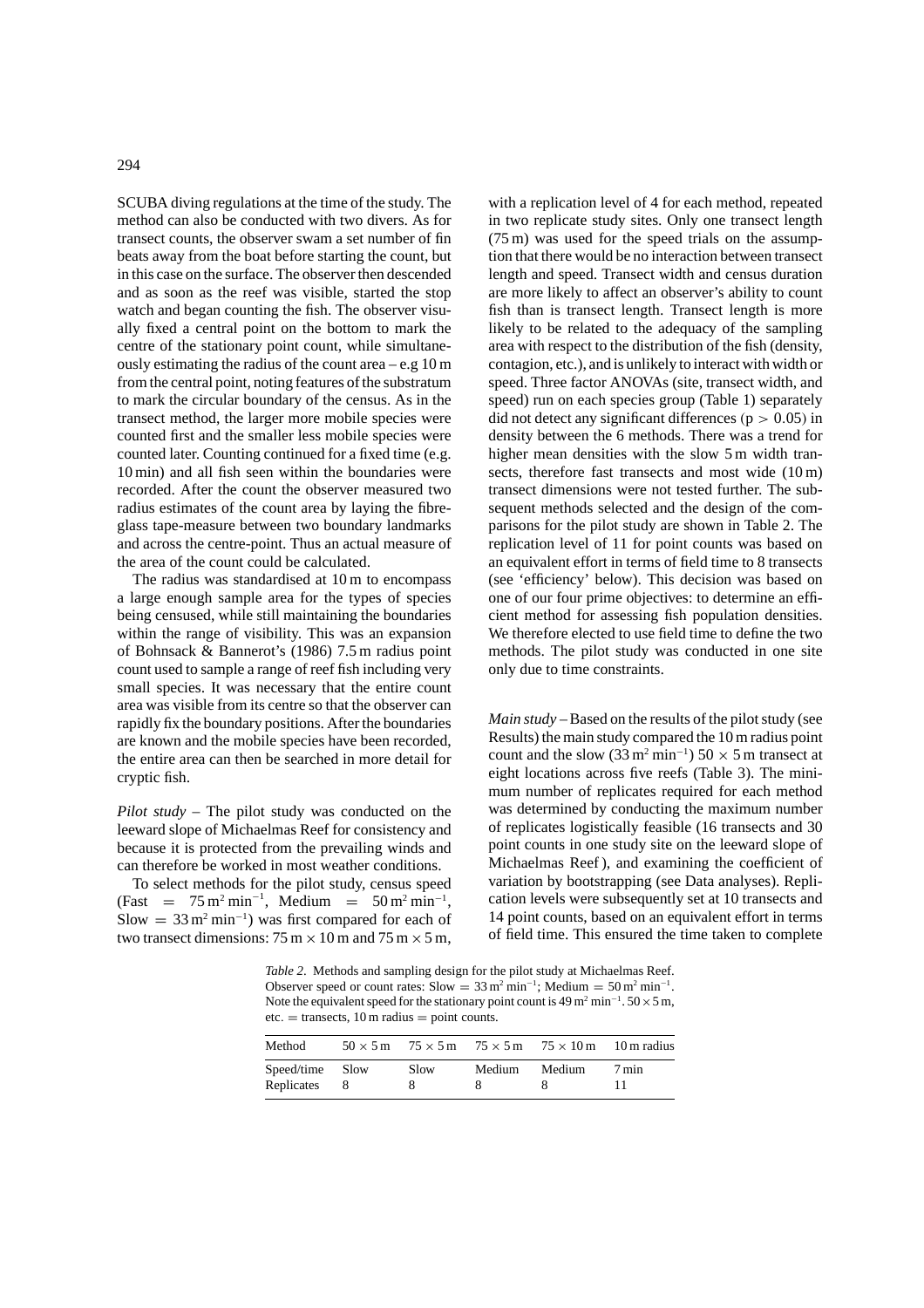SCUBA diving regulations at the time of the study. The method can also be conducted with two divers. As for transect counts, the observer swam a set number of fin beats away from the boat before starting the count, but in this case on the surface. The observer then descended and as soon as the reef was visible, started the stop watch and began counting the fish. The observer visually fixed a central point on the bottom to mark the centre of the stationary point count, while simultaneously estimating the radius of the count area – e.g 10 m from the central point, noting features of the substratum to mark the circular boundary of the census. As in the transect method, the larger more mobile species were counted first and the smaller less mobile species were counted later. Counting continued for a fixed time (e.g. 10 min) and all fish seen within the boundaries were recorded. After the count the observer measured two radius estimates of the count area by laying the fibreglass tape-measure between two boundary landmarks and across the centre-point. Thus an actual measure of the area of the count could be calculated.

The radius was standardised at 10 m to encompass a large enough sample area for the types of species being censused, while still maintaining the boundaries within the range of visibility. This was an expansion of Bohnsack & Bannerot's (1986) 7.5 m radius point count used to sample a range of reef fish including very small species. It was necessary that the entire count area was visible from its centre so that the observer can rapidly fix the boundary positions. After the boundaries are known and the mobile species have been recorded, the entire area can then be searched in more detail for cryptic fish.

*Pilot study* – The pilot study was conducted on the leeward slope of Michaelmas Reef for consistency and because it is protected from the prevailing winds and can therefore be worked in most weather conditions.

To select methods for the pilot study, census speed (Fast = $75\,\text{m}^2\,\text{min}^{-1}$, Medium = $50\,\text{m}^2\,\text{min}^{-1}$, Slow = $33\,\text{m}^2\,\text{min}^{-1}$) was first compared for each of two transect dimensions: $75\,\text{m} \times 10\,\text{m}$ and $75\,\text{m} \times 5\,\text{m}$, with a replication level of 4 for each method, repeated in two replicate study sites. Only one transect length (75 m) was used for the speed trials on the assumption that there would be no interaction between transect length and speed. Transect width and census duration are more likely to affect an observer's ability to count fish than is transect length. Transect length is more likely to be related to the adequacy of the sampling area with respect to the distribution of the fish (density, contagion, etc.), and is unlikely to interact with width or speed. Three factor ANOVAs (site, transect width, and speed) run on each species group (Table 1) separately did not detect any significant differences ($p > 0.05$) in density between the 6 methods. There was a trend for higher mean densities with the slow 5 m width transects, therefore fast transects and most wide (10 m) transect dimensions were not tested further. The subsequent methods selected and the design of the comparisons for the pilot study are shown in Table 2. The replication level of 11 for point counts was based on an equivalent effort in terms of field time to 8 transects (see 'efficiency' below). This decision was based on one of our four prime objectives: to determine an efficient method for assessing fish population densities. We therefore elected to use field time to define the two methods. The pilot study was conducted in one site only due to time constraints.

*Main study* – Based on the results of the pilot study (see Results) the main study compared the 10 m radius point count and the slow ($33\,\text{m}^2\,\text{min}^{-1}$) $50 \times 5$ m transect at eight locations across five reefs (Table 3). The minimum number of replicates required for each method was determined by conducting the maximum number of replicates logistically feasible (16 transects and 30 point counts in one study site on the leeward slope of Michaelmas Reef), and examining the coefficient of variation by bootstrapping (see Data analyses). Replication levels were subsequently set at 10 transects and 14 point counts, based on an equivalent effort in terms of field time. This ensured the time taken to complete

*Table 2*. Methods and sampling design for the pilot study at Michaelmas Reef. Observer speed or count rates: Slow = $33\,\text{m}^2\,\text{min}^{-1}$; Medium = $50\,\text{m}^2\,\text{min}^{-1}$. Note the equivalent speed for the stationary point count is $49\,\text{m}^2\,\text{min}^{-1}$. $50 \times 5$ m, etc. = transects, 10 m radius = point counts.

| Method | $50 \times 5$ m | $75 \times 5$ m | $75 \times 5$ m | $75 \times 10$ m | 10 m radius |
|---|---|---|---|---|---|
| Speed/time | Slow | Slow | Medium | Medium | 7 min |
| Replicates | 8 | 8 | 8 | 8 | 11 |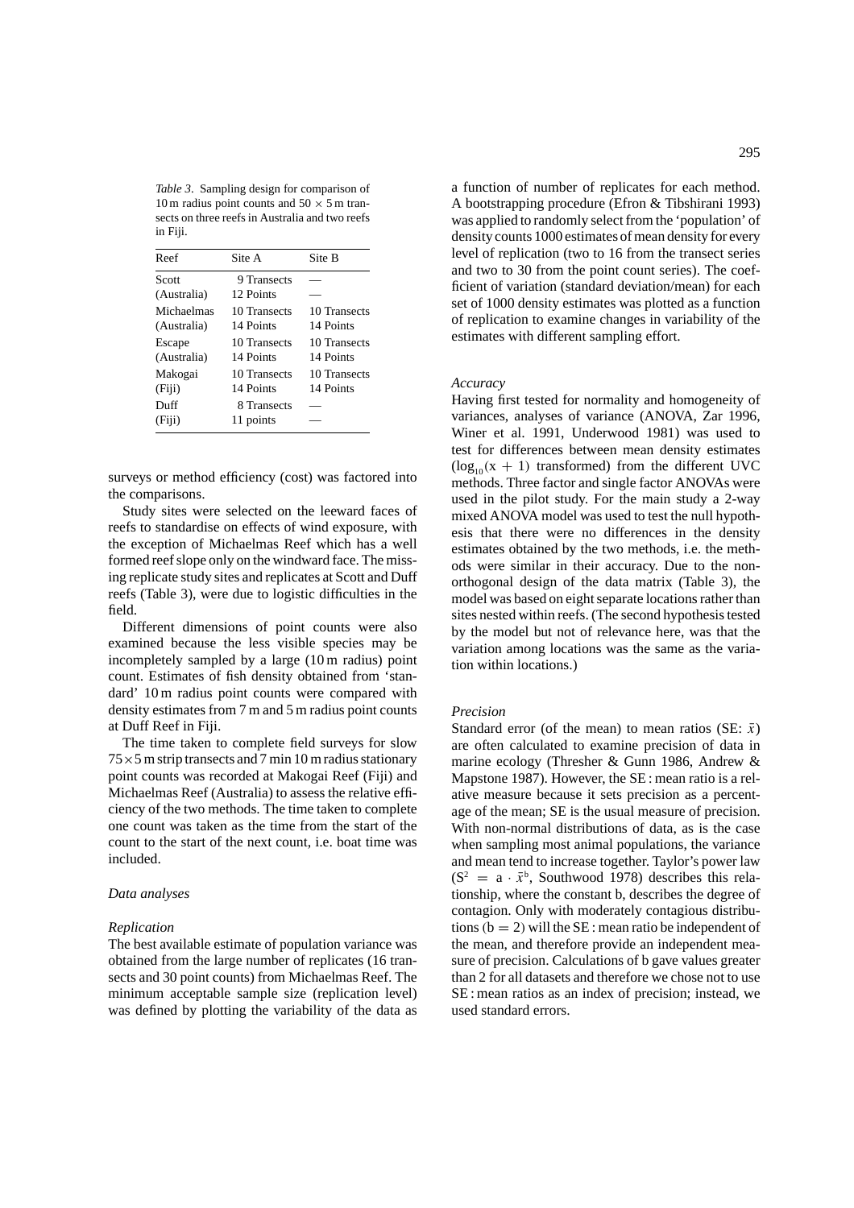*Table 3*. Sampling design for comparison of 10 m radius point counts and 50 × 5 m transects on three reefs in Australia and two reefs in Fiji.

| Reef | Site A | Site B |
|---|---|---|
| Scott | 9 Transects | — |
| (Australia) | 12 Points | — |
| Michaelmas | 10 Transects | 10 Transects |
| (Australia) | 14 Points | 14 Points |
| Escape | 10 Transects | 10 Transects |
| (Australia) | 14 Points | 14 Points |
| Makogai | 10 Transects | 10 Transects |
| (Fiji) | 14 Points | 14 Points |
| Duff | 8 Transects | — |
| (Fiji) | 11 points | — |

surveys or method efficiency (cost) was factored into the comparisons.

Study sites were selected on the leeward faces of reefs to standardise on effects of wind exposure, with the exception of Michaelmas Reef which has a well formed reef slope only on the windward face. The missing replicate study sites and replicates at Scott and Duff reefs (Table 3), were due to logistic difficulties in the field.

Different dimensions of point counts were also examined because the less visible species may be incompletely sampled by a large (10 m radius) point count. Estimates of fish density obtained from 'standard' 10 m radius point counts were compared with density estimates from 7 m and 5 m radius point counts at Duff Reef in Fiji.

The time taken to complete field surveys for slow 75×5 m strip transects and 7 min 10 m radius stationary point counts was recorded at Makogai Reef (Fiji) and Michaelmas Reef (Australia) to assess the relative efficiency of the two methods. The time taken to complete one count was taken as the time from the start of the count to the start of the next count, i.e. boat time was included.

### *Data analyses*

#### *Replication*

The best available estimate of population variance was obtained from the large number of replicates (16 transects and 30 point counts) from Michaelmas Reef. The minimum acceptable sample size (replication level) was defined by plotting the variability of the data as a function of number of replicates for each method. A bootstrapping procedure (Efron & Tibshirani 1993) was applied to randomly select from the 'population' of density counts 1000 estimates of mean density for every level of replication (two to 16 from the transect series and two to 30 from the point count series). The coefficient of variation (standard deviation/mean) for each set of 1000 density estimates was plotted as a function of replication to examine changes in variability of the estimates with different sampling effort.

#### *Accuracy*

Having first tested for normality and homogeneity of variances, analyses of variance (ANOVA, Zar 1996, Winer et al. 1991, Underwood 1981) was used to test for differences between mean density estimates ($\log_{10}(x + 1)$ transformed) from the different UVC methods. Three factor and single factor ANOVAs were used in the pilot study. For the main study a 2-way mixed ANOVA model was used to test the null hypothesis that there were no differences in the density estimates obtained by the two methods, i.e. the methods were similar in their accuracy. Due to the non-orthogonal design of the data matrix (Table 3), the model was based on eight separate locations rather than sites nested within reefs. (The second hypothesis tested by the model but not of relevance here, was that the variation among locations was the same as the variation within locations.)

#### *Precision*

Standard error (of the mean) to mean ratios (SE: $\bar{x}$) are often calculated to examine precision of data in marine ecology (Thresher & Gunn 1986, Andrew & Mapstone 1987). However, the SE : mean ratio is a relative measure because it sets precision as a percentage of the mean; SE is the usual measure of precision. With non-normal distributions of data, as is the case when sampling most animal populations, the variance and mean tend to increase together. Taylor's power law ($S^2 = a \cdot \bar{x}^b$, Southwood 1978) describes this relationship, where the constant b, describes the degree of contagion. Only with moderately contagious distributions ($b = 2$) will the SE : mean ratio be independent of the mean, and therefore provide an independent measure of precision. Calculations of b gave values greater than 2 for all datasets and therefore we chose not to use SE : mean ratios as an index of precision; instead, we used standard errors.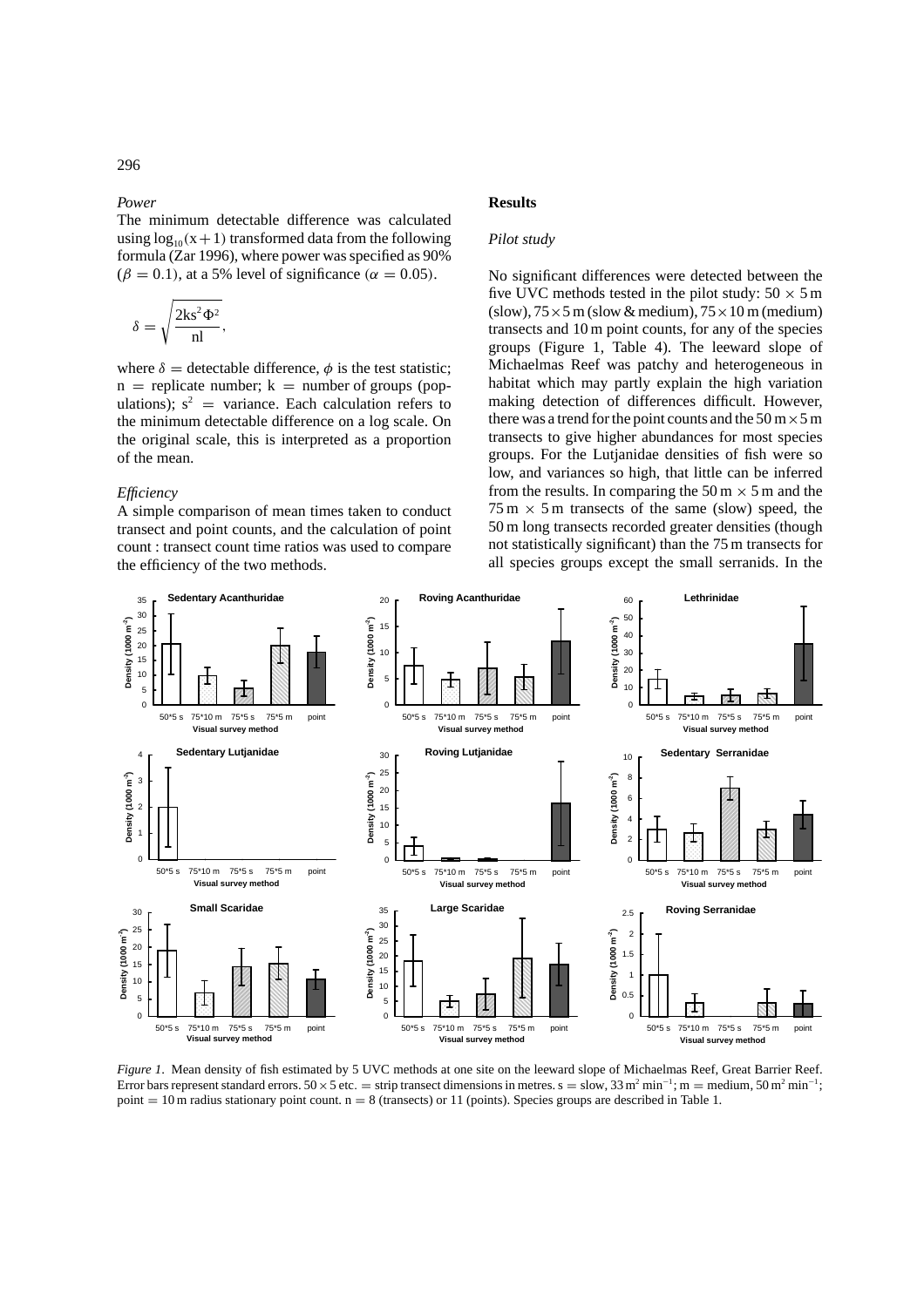### *Power*

The minimum detectable difference was calculated using $\log_{10}(x+1)$ transformed data from the following formula (Zar 1996), where power was specified as 90% ($\beta = 0.1$), at a 5% level of significance ($\alpha = 0.05$).

$$\delta = \sqrt{\frac{2ks^2\Phi^2}{nl}},$$

where $\delta$ = detectable difference, $\phi$ is the test statistic; n = replicate number; k = number of groups (populations); $s^2$ = variance. Each calculation refers to the minimum detectable difference on a log scale. On the original scale, this is interpreted as a proportion of the mean.

### *Efficiency*

A simple comparison of mean times taken to conduct transect and point counts, and the calculation of point count : transect count time ratios was used to compare the efficiency of the two methods.

## Results

### *Pilot study*

No significant differences were detected between the five UVC methods tested in the pilot study: $50 \times 5$ m (slow), $75 \times 5$ m (slow & medium), $75 \times 10$ m (medium) transects and 10 m point counts, for any of the species groups (Figure 1, Table 4). The leeward slope of Michaelmas Reef was patchy and heterogeneous in habitat which may partly explain the high variation making detection of differences difficult. However, there was a trend for the point counts and the $50\,\text{m} \times 5\,\text{m}$ transects to give higher abundances for most species groups. For the Lutjanidae densities of fish were so low, and variances so high, that little can be inferred from the results. In comparing the $50\,\text{m} \times 5\,\text{m}$ and the $75\,\text{m} \times 5\,\text{m}$ transects of the same (slow) speed, the 50 m long transects recorded greater densities (though not statistically significant) than the 75 m transects for all species groups except the small serranids. In the

*Figure 1.* Mean density of fish estimated by 5 UVC methods at one site on the leeward slope of Michaelmas Reef, Great Barrier Reef. Error bars represent standard errors. $50 \times 5$ etc. = strip transect dimensions in metres. s = slow, $33\,\text{m}^2\,\text{min}^{-1}$; m = medium, $50\,\text{m}^2\,\text{min}^{-1}$; point = 10 m radius stationary point count. n = 8 (transects) or 11 (points). Species groups are described in Table 1.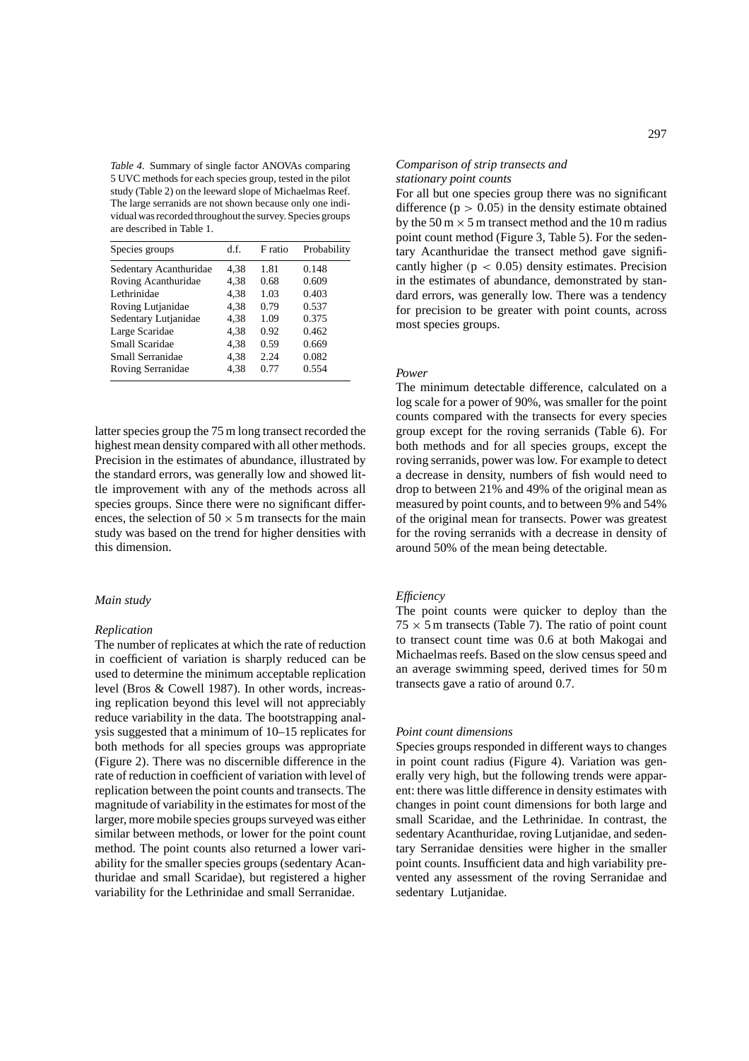*Table 4.* Summary of single factor ANOVAs comparing 5 UVC methods for each species group, tested in the pilot study (Table 2) on the leeward slope of Michaelmas Reef. The large serranids are not shown because only one individual was recorded throughout the survey. Species groups are described in Table 1.

| Species groups | d.f. | F ratio | Probability |
|---|---|---|---|
| Sedentary Acanthuridae | 4,38 | 1.81 | 0.148 |
| Roving Acanthuridae | 4,38 | 0.68 | 0.609 |
| Lethrinidae | 4,38 | 1.03 | 0.403 |
| Roving Lutjanidae | 4,38 | 0.79 | 0.537 |
| Sedentary Lutjanidae | 4,38 | 1.09 | 0.375 |
| Large Scaridae | 4,38 | 0.92 | 0.462 |
| Small Scaridae | 4,38 | 0.59 | 0.669 |
| Small Serranidae | 4,38 | 2.24 | 0.082 |
| Roving Serranidae | 4,38 | 0.77 | 0.554 |

latter species group the 75 m long transect recorded the highest mean density compared with all other methods. Precision in the estimates of abundance, illustrated by the standard errors, was generally low and showed little improvement with any of the methods across all species groups. Since there were no significant differences, the selection of $50 \times 5$ m transects for the main study was based on the trend for higher densities with this dimension.

### *Main study*

#### *Replication*

The number of replicates at which the rate of reduction in coefficient of variation is sharply reduced can be used to determine the minimum acceptable replication level (Bros & Cowell 1987). In other words, increasing replication beyond this level will not appreciably reduce variability in the data. The bootstrapping analysis suggested that a minimum of 10–15 replicates for both methods for all species groups was appropriate (Figure 2). There was no discernible difference in the rate of reduction in coefficient of variation with level of replication between the point counts and transects. The magnitude of variability in the estimates for most of the larger, more mobile species groups surveyed was either similar between methods, or lower for the point count method. The point counts also returned a lower variability for the smaller species groups (sedentary Acanthuridae and small Scaridae), but registered a higher variability for the Lethrinidae and small Serranidae.

#### *Comparison of strip transects and stationary point counts*

For all but one species group there was no significant difference ($p > 0.05$) in the density estimate obtained by the $50\text{ m} \times 5$ m transect method and the 10 m radius point count method (Figure 3, Table 5). For the sedentary Acanthuridae the transect method gave significantly higher ($p < 0.05$) density estimates. Precision in the estimates of abundance, demonstrated by standard errors, was generally low. There was a tendency for precision to be greater with point counts, across most species groups.

#### *Power*

The minimum detectable difference, calculated on a log scale for a power of 90%, was smaller for the point counts compared with the transects for every species group except for the roving serranids (Table 6). For both methods and for all species groups, except the roving serranids, power was low. For example to detect a decrease in density, numbers of fish would need to drop to between 21% and 49% of the original mean as measured by point counts, and to between 9% and 54% of the original mean for transects. Power was greatest for the roving serranids with a decrease in density of around 50% of the mean being detectable.

#### *Efficiency*

The point counts were quicker to deploy than the $75 \times 5$ m transects (Table 7). The ratio of point count to transect count time was 0.6 at both Makogai and Michaelmas reefs. Based on the slow census speed and an average swimming speed, derived times for 50 m transects gave a ratio of around 0.7.

#### *Point count dimensions*

Species groups responded in different ways to changes in point count radius (Figure 4). Variation was generally very high, but the following trends were apparent: there was little difference in density estimates with changes in point count dimensions for both large and small Scaridae, and the Lethrinidae. In contrast, the sedentary Acanthuridae, roving Lutjanidae, and sedentary Serranidae densities were higher in the smaller point counts. Insufficient data and high variability prevented any assessment of the roving Serranidae and sedentary Lutjanidae.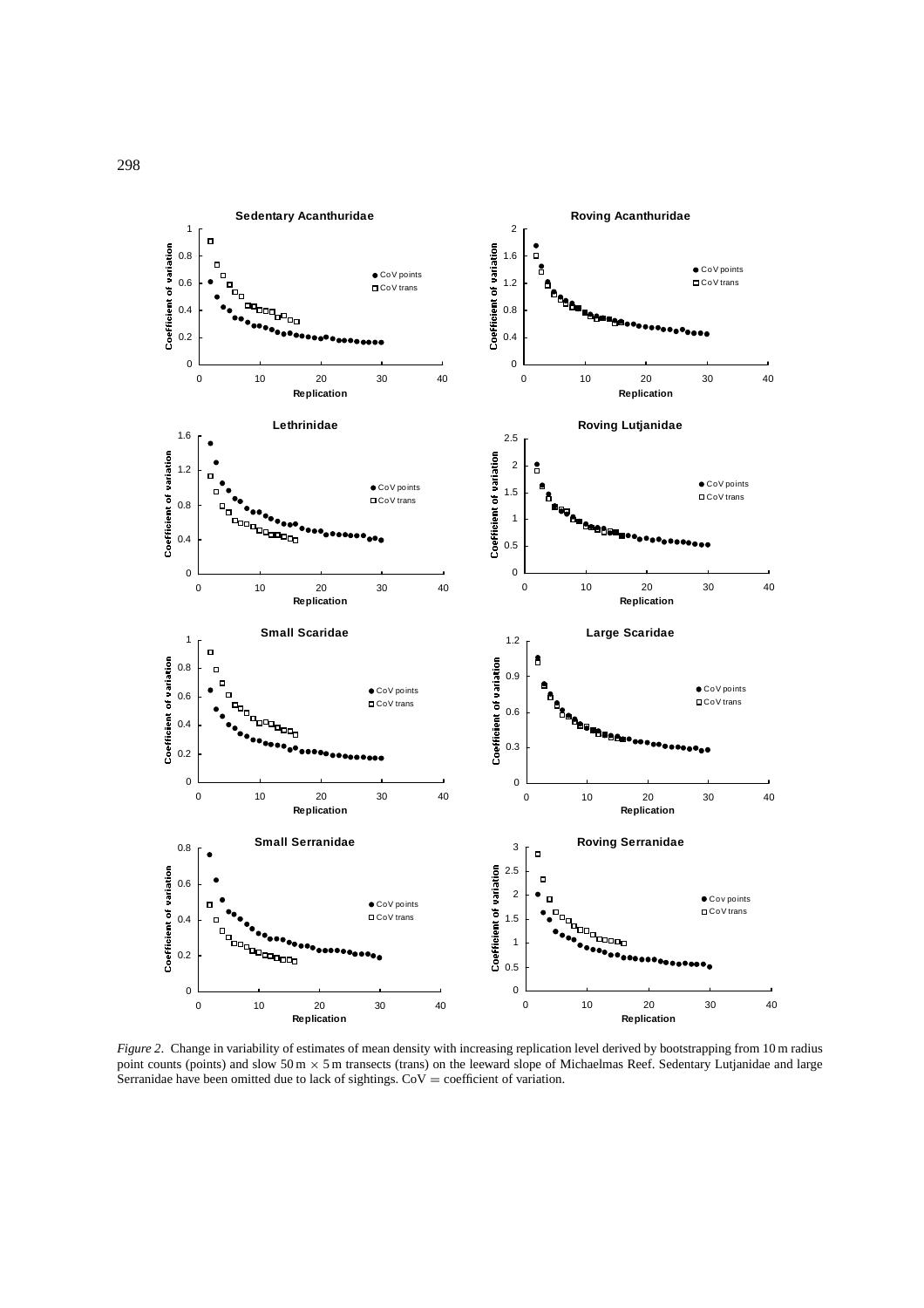*Figure 2*. Change in variability of estimates of mean density with increasing replication level derived by bootstrapping from 10 m radius point counts (points) and slow 50 m × 5 m transects (trans) on the leeward slope of Michaelmas Reef. Sedentary Lutjanidae and large Serranidae have been omitted due to lack of sightings. CoV = coefficient of variation.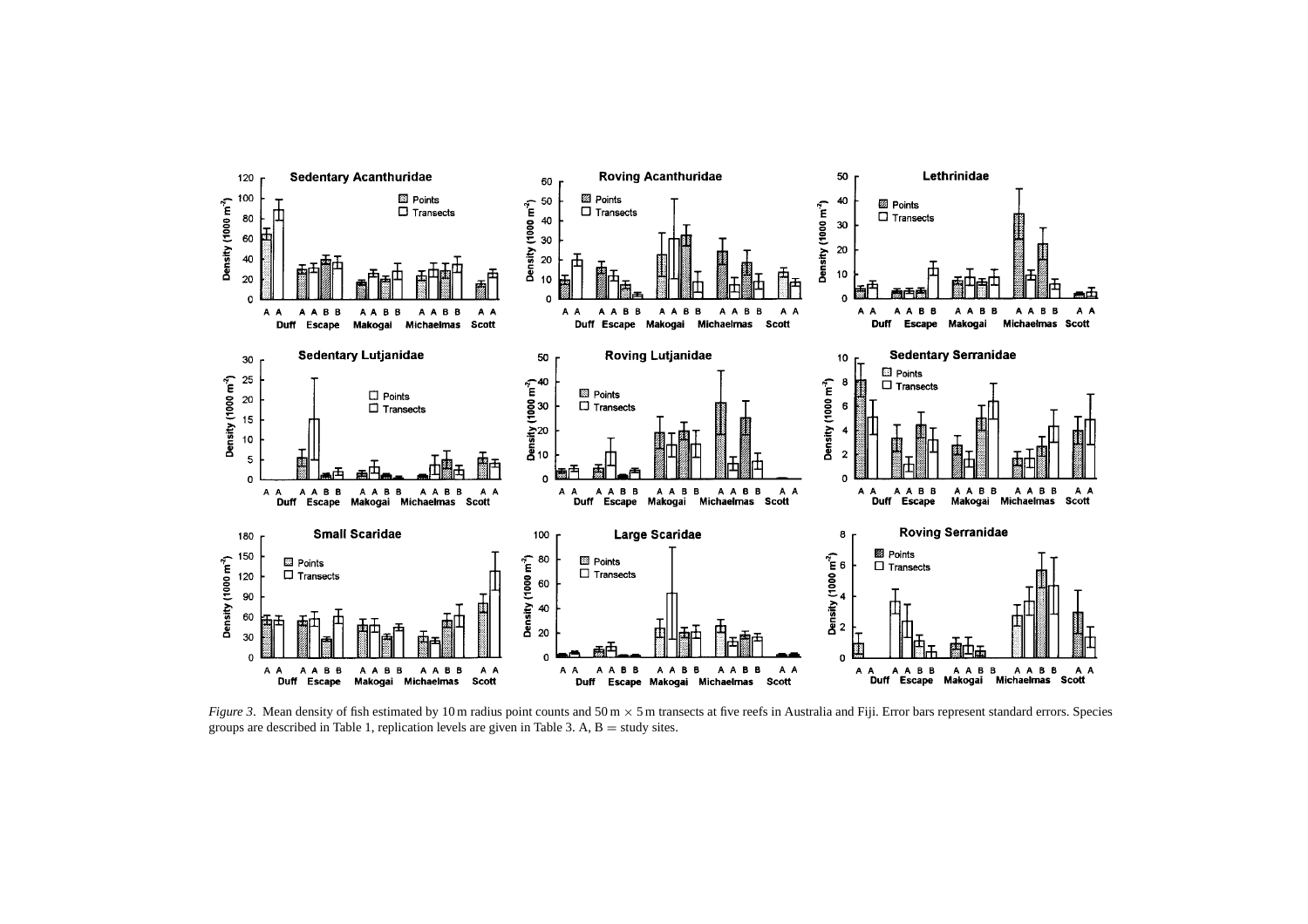*Figure 3*. Mean density of fish estimated by 10 m radius point counts and 50 m × 5 m transects at five reefs in Australia and Fiji. Error bars represent standard errors. Species groups are described in Table 1, replication levels are given in Table 3. A, B = study sites.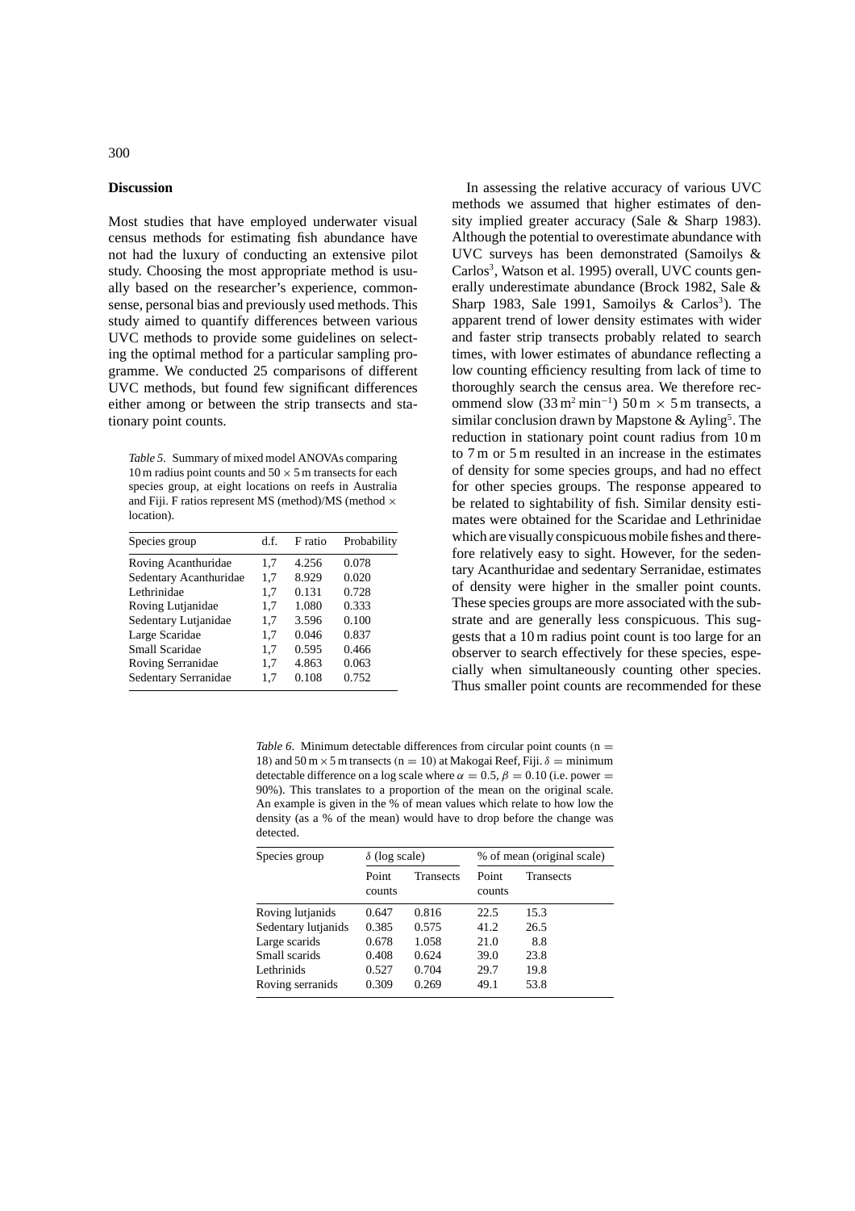## Discussion

Most studies that have employed underwater visual census methods for estimating fish abundance have not had the luxury of conducting an extensive pilot study. Choosing the most appropriate method is usually based on the researcher's experience, commonsense, personal bias and previously used methods. This study aimed to quantify differences between various UVC methods to provide some guidelines on selecting the optimal method for a particular sampling programme. We conducted 25 comparisons of different UVC methods, but found few significant differences either among or between the strip transects and stationary point counts.

*Table 5*. Summary of mixed model ANOVAs comparing 10 m radius point counts and $50 \times 5$ m transects for each species group, at eight locations on reefs in Australia and Fiji. F ratios represent MS (method)/MS (method $\times$ location).

| Species group | d.f. | F ratio | Probability |
|---|---|---|---|
| Roving Acanthuridae | 1,7 | 4.256 | 0.078 |
| Sedentary Acanthuridae | 1,7 | 8.929 | 0.020 |
| Lethrinidae | 1,7 | 0.131 | 0.728 |
| Roving Lutjanidae | 1,7 | 1.080 | 0.333 |
| Sedentary Lutjanidae | 1,7 | 3.596 | 0.100 |
| Large Scaridae | 1,7 | 0.046 | 0.837 |
| Small Scaridae | 1,7 | 0.595 | 0.466 |
| Roving Serranidae | 1,7 | 4.863 | 0.063 |
| Sedentary Serranidae | 1,7 | 0.108 | 0.752 |

In assessing the relative accuracy of various UVC methods we assumed that higher estimates of density implied greater accuracy (Sale & Sharp 1983). Although the potential to overestimate abundance with UVC surveys has been demonstrated (Samoilys & Carlos[3], Watson et al. 1995) overall, UVC counts generally underestimate abundance (Brock 1982, Sale & Sharp 1983, Sale 1991, Samoilys & Carlos[3]). The apparent trend of lower density estimates with wider and faster strip transects probably related to search times, with lower estimates of abundance reflecting a low counting efficiency resulting from lack of time to thoroughly search the census area. We therefore recommend slow ($33\,\text{m}^2\,\text{min}^{-1}$) $50\,\text{m} \times 5\,\text{m}$ transects, a similar conclusion drawn by Mapstone & Ayling[5]. The reduction in stationary point count radius from 10 m to 7 m or 5 m resulted in an increase in the estimates of density for some species groups, and had no effect for other species groups. The response appeared to be related to sightability of fish. Similar density estimates were obtained for the Scaridae and Lethrinidae which are visually conspicuous mobile fishes and therefore relatively easy to sight. However, for the sedentary Acanthuridae and sedentary Serranidae, estimates of density were higher in the smaller point counts. These species groups are more associated with the substrate and are generally less conspicuous. This suggests that a 10 m radius point count is too large for an observer to search effectively for these species, especially when simultaneously counting other species. Thus smaller point counts are recommended for these

*Table 6*. Minimum detectable differences from circular point counts ($n = 18$) and $50\,\text{m} \times 5\,\text{m}$ transects ($n = 10$) at Makogai Reef, Fiji. $\delta$ = minimum detectable difference on a log scale where $\alpha = 0.5$, $\beta = 0.10$ (i.e. power = 90%). This translates to a proportion of the mean on the original scale. An example is given in the % of mean values which relate to how low the density (as a % of the mean) would have to drop before the change was detected.

| Species group | $\delta$ (log scale) | | % of mean (original scale) | |
|---|---|---|---|---|
| | Point counts | Transects | Point counts | Transects |
| Roving lutjanids | 0.647 | 0.816 | 22.5 | 15.3 |
| Sedentary lutjanids | 0.385 | 0.575 | 41.2 | 26.5 |
| Large scarids | 0.678 | 1.058 | 21.0 | 8.8 |
| Small scarids | 0.408 | 0.624 | 39.0 | 23.8 |
| Lethrinids | 0.527 | 0.704 | 29.7 | 19.8 |
| Roving serranids | 0.309 | 0.269 | 49.1 | 53.8 |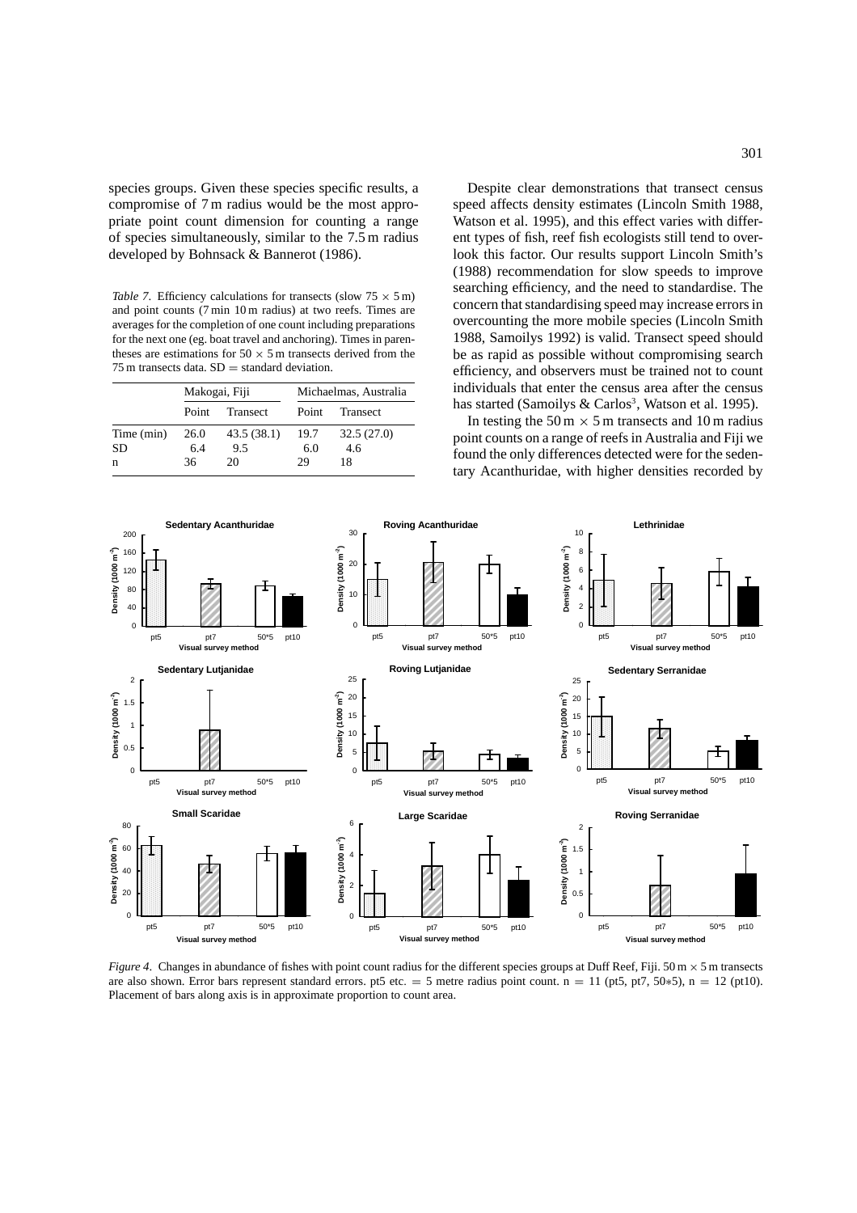species groups. Given these species specific results, a compromise of 7 m radius would be the most appropriate point count dimension for counting a range of species simultaneously, similar to the 7.5 m radius developed by Bohnsack & Bannerot (1986).

*Table 7*. Efficiency calculations for transects (slow 75 × 5 m) and point counts (7 min 10 m radius) at two reefs. Times are averages for the completion of one count including preparations for the next one (eg. boat travel and anchoring). Times in parentheses are estimations for 50 × 5 m transects derived from the 75 m transects data. SD = standard deviation.

| | Makogai, Fiji | | Michaelmas, Australia | |
|---|---|---|---|---|
| | Point | Transect | Point | Transect |
| Time (min) | 26.0 | 43.5 (38.1) | 19.7 | 32.5 (27.0) |
| SD | 6.4 | 9.5 | 6.0 | 4.6 |
| n | 36 | 20 | 29 | 18 |

Despite clear demonstrations that transect census speed affects density estimates (Lincoln Smith 1988, Watson et al. 1995), and this effect varies with different types of fish, reef fish ecologists still tend to overlook this factor. Our results support Lincoln Smith's (1988) recommendation for slow speeds to improve searching efficiency, and the need to standardise. The concern that standardising speed may increase errors in overcounting the more mobile species (Lincoln Smith 1988, Samoilys 1992) is valid. Transect speed should be as rapid as possible without compromising search efficiency, and observers must be trained not to count individuals that enter the census area after the census has started (Samoilys & Carlos[3], Watson et al. 1995).

In testing the 50 m × 5 m transects and 10 m radius point counts on a range of reefs in Australia and Fiji we found the only differences detected were for the sedentary Acanthuridae, with higher densities recorded by

*Figure 4*. Changes in abundance of fishes with point count radius for the different species groups at Duff Reef, Fiji. 50 m × 5 m transects are also shown. Error bars represent standard errors. pt5 etc. = 5 metre radius point count. n = 11 (pt5, pt7, 50∗5), n = 12 (pt10). Placement of bars along axis is in approximate proportion to count area.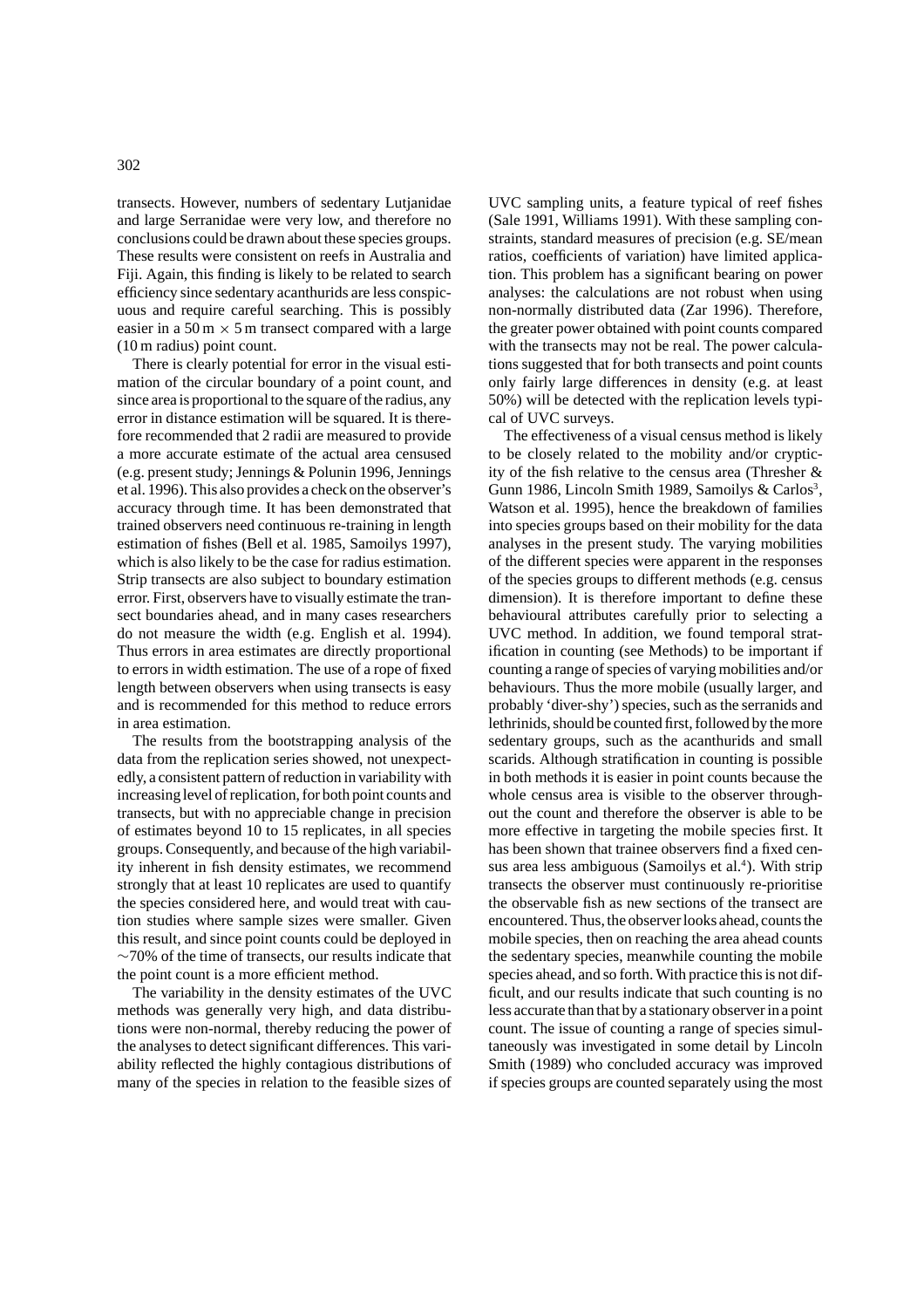transects. However, numbers of sedentary Lutjanidae and large Serranidae were very low, and therefore no conclusions could be drawn about these species groups. These results were consistent on reefs in Australia and Fiji. Again, this finding is likely to be related to search efficiency since sedentary acanthurids are less conspicuous and require careful searching. This is possibly easier in a $50\,\text{m} \times 5\,\text{m}$ transect compared with a large (10 m radius) point count.

There is clearly potential for error in the visual estimation of the circular boundary of a point count, and since area is proportional to the square of the radius, any error in distance estimation will be squared. It is therefore recommended that 2 radii are measured to provide a more accurate estimate of the actual area censused (e.g. present study; Jennings & Polunin 1996, Jennings et al. 1996). This also provides a check on the observer's accuracy through time. It has been demonstrated that trained observers need continuous re-training in length estimation of fishes (Bell et al. 1985, Samoilys 1997), which is also likely to be the case for radius estimation. Strip transects are also subject to boundary estimation error. First, observers have to visually estimate the transect boundaries ahead, and in many cases researchers do not measure the width (e.g. English et al. 1994). Thus errors in area estimates are directly proportional to errors in width estimation. The use of a rope of fixed length between observers when using transects is easy and is recommended for this method to reduce errors in area estimation.

The results from the bootstrapping analysis of the data from the replication series showed, not unexpectedly, a consistent pattern of reduction in variability with increasing level of replication, for both point counts and transects, but with no appreciable change in precision of estimates beyond 10 to 15 replicates, in all species groups. Consequently, and because of the high variability inherent in fish density estimates, we recommend strongly that at least 10 replicates are used to quantify the species considered here, and would treat with caution studies where sample sizes were smaller. Given this result, and since point counts could be deployed in $\sim$70% of the time of transects, our results indicate that the point count is a more efficient method.

The variability in the density estimates of the UVC methods was generally very high, and data distributions were non-normal, thereby reducing the power of the analyses to detect significant differences. This variability reflected the highly contagious distributions of many of the species in relation to the feasible sizes of UVC sampling units, a feature typical of reef fishes (Sale 1991, Williams 1991). With these sampling constraints, standard measures of precision (e.g. SE/mean ratios, coefficients of variation) have limited application. This problem has a significant bearing on power analyses: the calculations are not robust when using non-normally distributed data (Zar 1996). Therefore, the greater power obtained with point counts compared with the transects may not be real. The power calculations suggested that for both transects and point counts only fairly large differences in density (e.g. at least 50%) will be detected with the replication levels typical of UVC surveys.

The effectiveness of a visual census method is likely to be closely related to the mobility and/or crypticity of the fish relative to the census area (Thresher & Gunn 1986, Lincoln Smith 1989, Samoilys & Carlos[3], Watson et al. 1995), hence the breakdown of families into species groups based on their mobility for the data analyses in the present study. The varying mobilities of the different species were apparent in the responses of the species groups to different methods (e.g. census dimension). It is therefore important to define these behavioural attributes carefully prior to selecting a UVC method. In addition, we found temporal stratification in counting (see Methods) to be important if counting a range of species of varying mobilities and/or behaviours. Thus the more mobile (usually larger, and probably 'diver-shy') species, such as the serranids and lethrinids, should be counted first, followed by the more sedentary groups, such as the acanthurids and small scarids. Although stratification in counting is possible in both methods it is easier in point counts because the whole census area is visible to the observer throughout the count and therefore the observer is able to be more effective in targeting the mobile species first. It has been shown that trainee observers find a fixed census area less ambiguous (Samoilys et al.[4]). With strip transects the observer must continuously re-prioritise the observable fish as new sections of the transect are encountered. Thus, the observer looks ahead, counts the mobile species, then on reaching the area ahead counts the sedentary species, meanwhile counting the mobile species ahead, and so forth. With practice this is not difficult, and our results indicate that such counting is no less accurate than that by a stationary observer in a point count. The issue of counting a range of species simultaneously was investigated in some detail by Lincoln Smith (1989) who concluded accuracy was improved if species groups are counted separately using the most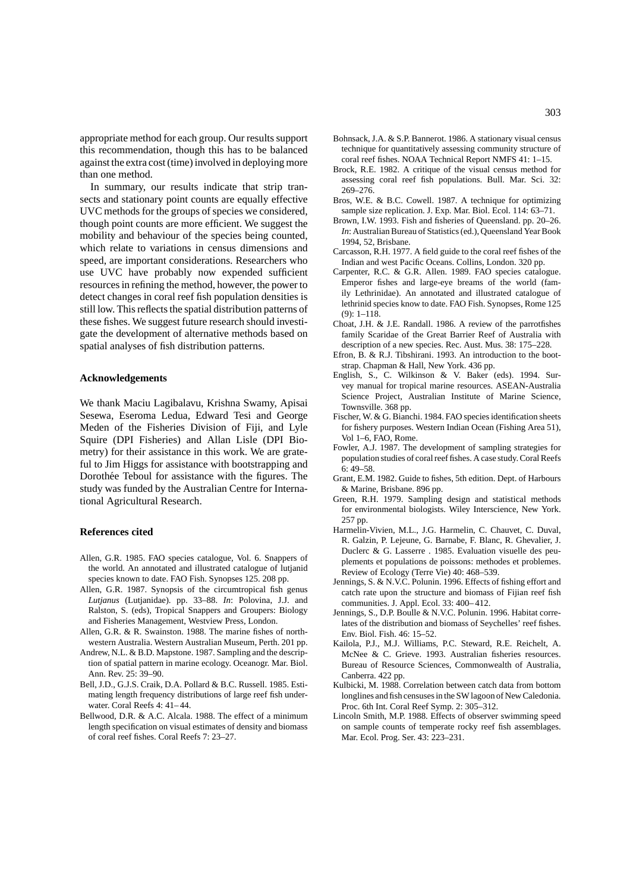appropriate method for each group. Our results support this recommendation, though this has to be balanced against the extra cost (time) involved in deploying more than one method.

In summary, our results indicate that strip transects and stationary point counts are equally effective UVC methods for the groups of species we considered, though point counts are more efficient. We suggest the mobility and behaviour of the species being counted, which relate to variations in census dimensions and speed, are important considerations. Researchers who use UVC have probably now expended sufficient resources in refining the method, however, the power to detect changes in coral reef fish population densities is still low. This reflects the spatial distribution patterns of these fishes. We suggest future research should investigate the development of alternative methods based on spatial analyses of fish distribution patterns.

## Acknowledgements

We thank Maciu Lagibalavu, Krishna Swamy, Apisai Sesewa, Eseroma Ledua, Edward Tesi and George Meden of the Fisheries Division of Fiji, and Lyle Squire (DPI Fisheries) and Allan Lisle (DPI Biometry) for their assistance in this work. We are grateful to Jim Higgs for assistance with bootstrapping and Dorothée Teboul for assistance with the figures. The study was funded by the Australian Centre for International Agricultural Research.

## References cited

Allen, G.R. 1985. FAO species catalogue, Vol. 6. Snappers of the world. An annotated and illustrated catalogue of lutjanid species known to date. FAO Fish. Synopses 125. 208 pp.

Allen, G.R. 1987. Synopsis of the circumtropical fish genus *Lutjanus* (Lutjanidae). pp. 33–88. *In*: Polovina, J.J. and Ralston, S. (eds), Tropical Snappers and Groupers: Biology and Fisheries Management, Westview Press, London.

Allen, G.R. & R. Swainston. 1988. The marine fishes of northwestern Australia. Western Australian Museum, Perth. 201 pp.

Andrew, N.L. & B.D. Mapstone. 1987. Sampling and the description of spatial pattern in marine ecology. Oceanogr. Mar. Biol. Ann. Rev. 25: 39–90.

Bell, J.D., G.J.S. Craik, D.A. Pollard & B.C. Russell. 1985. Estimating length frequency distributions of large reef fish underwater. Coral Reefs 4: 41–44.

Bellwood, D.R. & A.C. Alcala. 1988. The effect of a minimum length specification on visual estimates of density and biomass of coral reef fishes. Coral Reefs 7: 23–27.

Bohnsack, J.A. & S.P. Bannerot. 1986. A stationary visual census technique for quantitatively assessing community structure of coral reef fishes. NOAA Technical Report NMFS 41: 1–15.

Brock, R.E. 1982. A critique of the visual census method for assessing coral reef fish populations. Bull. Mar. Sci. 32: 269–276.

Bros, W.E. & B.C. Cowell. 1987. A technique for optimizing sample size replication. J. Exp. Mar. Biol. Ecol. 114: 63–71.

Brown, I.W. 1993. Fish and fisheries of Queensland. pp. 20–26. *In*: Australian Bureau of Statistics (ed.), Queensland Year Book 1994, 52, Brisbane.

Carcasson, R.H. 1977. A field guide to the coral reef fishes of the Indian and west Pacific Oceans. Collins, London. 320 pp.

Carpenter, R.C. & G.R. Allen. 1989. FAO species catalogue. Emperor fishes and large-eye breams of the world (family Lethrinidae). An annotated and illustrated catalogue of lethrinid species know to date. FAO Fish. Synopses, Rome 125 (9): 1–118.

Choat, J.H. & J.E. Randall. 1986. A review of the parrotfishes family Scaridae of the Great Barrier Reef of Australia with description of a new species. Rec. Aust. Mus. 38: 175–228.

Efron, B. & R.J. Tibshirani. 1993. An introduction to the bootstrap. Chapman & Hall, New York. 436 pp.

English, S., C. Wilkinson & V. Baker (eds). 1994. Survey manual for tropical marine resources. ASEAN-Australia Science Project, Australian Institute of Marine Science, Townsville. 368 pp.

Fischer, W. & G. Bianchi. 1984. FAO species identification sheets for fishery purposes. Western Indian Ocean (Fishing Area 51), Vol 1–6, FAO, Rome.

Fowler, A.J. 1987. The development of sampling strategies for population studies of coral reef fishes. A case study. Coral Reefs 6: 49–58.

Grant, E.M. 1982. Guide to fishes, 5th edition. Dept. of Harbours & Marine, Brisbane. 896 pp.

Green, R.H. 1979. Sampling design and statistical methods for environmental biologists. Wiley Interscience, New York. 257 pp.

Harmelin-Vivien, M.L., J.G. Harmelin, C. Chauvet, C. Duval, R. Galzin, P. Lejeune, G. Barnabe, F. Blanc, R. Ghevalier, J. Duclerc & G. Lasserre . 1985. Evaluation visuelle des peuplements et populations de poissons: methodes et problemes. Review of Ecology (Terre Vie) 40: 468–539.

Jennings, S. & N.V.C. Polunin. 1996. Effects of fishing effort and catch rate upon the structure and biomass of Fijian reef fish communities. J. Appl. Ecol. 33: 400–412.

Jennings, S., D.P. Boulle & N.V.C. Polunin. 1996. Habitat correlates of the distribution and biomass of Seychelles' reef fishes. Env. Biol. Fish. 46: 15–52.

Kailola, P.J., M.J. Williams, P.C. Steward, R.E. Reichelt, A. McNee & C. Grieve. 1993. Australian fisheries resources. Bureau of Resource Sciences, Commonwealth of Australia, Canberra. 422 pp.

Kulbicki, M. 1988. Correlation between catch data from bottom longlines and fish censuses in the SW lagoon of New Caledonia. Proc. 6th Int. Coral Reef Symp. 2: 305–312.

Lincoln Smith, M.P. 1988. Effects of observer swimming speed on sample counts of temperate rocky reef fish assemblages. Mar. Ecol. Prog. Ser. 43: 223–231.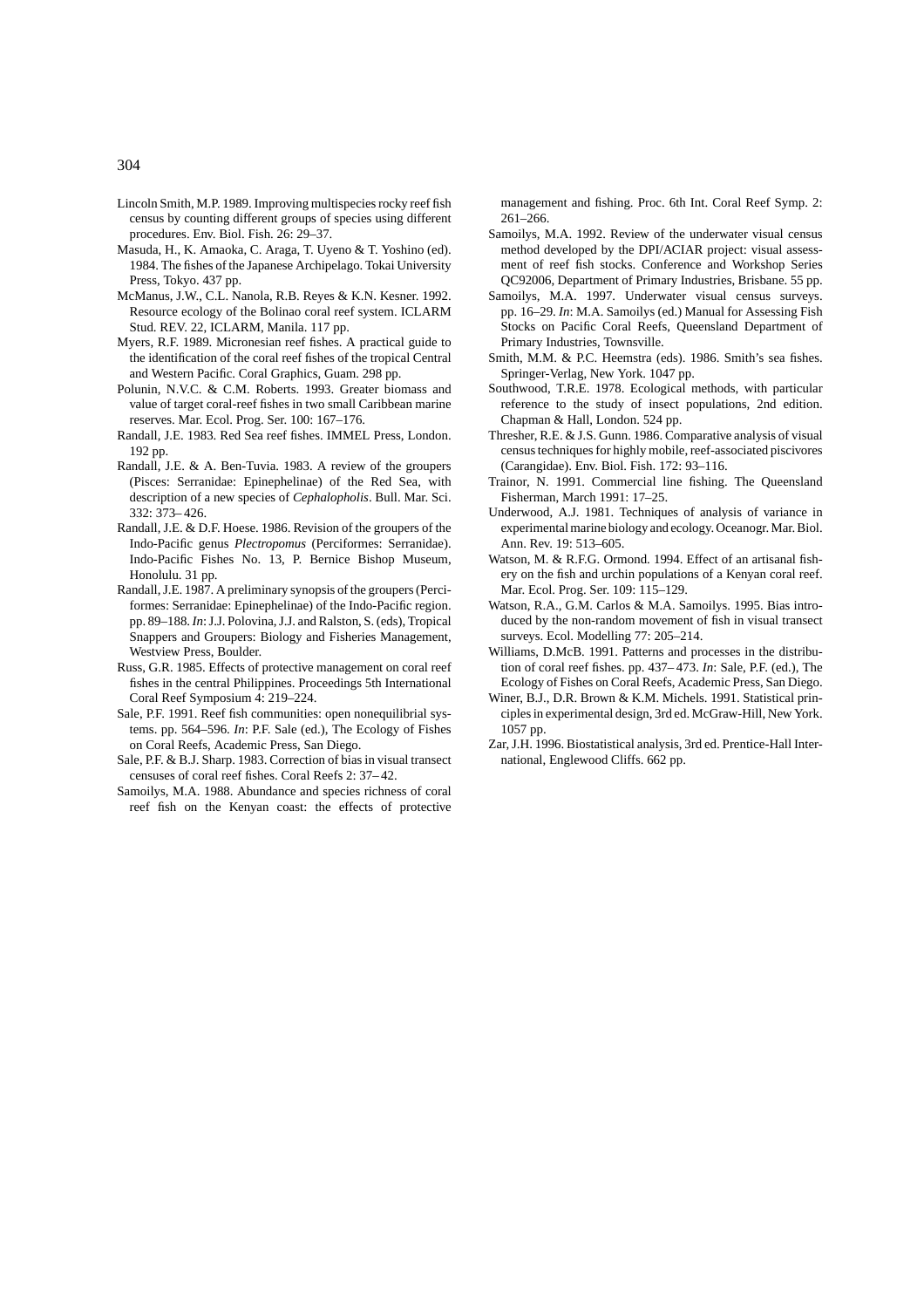Lincoln Smith, M.P. 1989. Improving multispecies rocky reef fish census by counting different groups of species using different procedures. Env. Biol. Fish. 26: 29–37.

Masuda, H., K. Amaoka, C. Araga, T. Uyeno & T. Yoshino (ed). 1984. The fishes of the Japanese Archipelago. Tokai University Press, Tokyo. 437 pp.

McManus, J.W., C.L. Nanola, R.B. Reyes & K.N. Kesner. 1992. Resource ecology of the Bolinao coral reef system. ICLARM Stud. REV. 22, ICLARM, Manila. 117 pp.

Myers, R.F. 1989. Micronesian reef fishes. A practical guide to the identification of the coral reef fishes of the tropical Central and Western Pacific. Coral Graphics, Guam. 298 pp.

Polunin, N.V.C. & C.M. Roberts. 1993. Greater biomass and value of target coral-reef fishes in two small Caribbean marine reserves. Mar. Ecol. Prog. Ser. 100: 167–176.

Randall, J.E. 1983. Red Sea reef fishes. IMMEL Press, London. 192 pp.

Randall, J.E. & A. Ben-Tuvia. 1983. A review of the groupers (Pisces: Serranidae: Epinephelinae) of the Red Sea, with description of a new species of *Cephalopholis*. Bull. Mar. Sci. 332: 373– 426.

Randall, J.E. & D.F. Hoese. 1986. Revision of the groupers of the Indo-Pacific genus *Plectropomus* (Perciformes: Serranidae). Indo-Pacific Fishes No. 13, P. Bernice Bishop Museum, Honolulu. 31 pp.

Randall, J.E. 1987. A preliminary synopsis of the groupers (Perciformes: Serranidae: Epinephelinae) of the Indo-Pacific region. pp. 89–188. *In*: J.J. Polovina, J.J. and Ralston, S. (eds), Tropical Snappers and Groupers: Biology and Fisheries Management, Westview Press, Boulder.

Russ, G.R. 1985. Effects of protective management on coral reef fishes in the central Philippines. Proceedings 5th International Coral Reef Symposium 4: 219–224.

Sale, P.F. 1991. Reef fish communities: open nonequilibrial systems. pp. 564–596. *In*: P.F. Sale (ed.), The Ecology of Fishes on Coral Reefs, Academic Press, San Diego.

Sale, P.F. & B.J. Sharp. 1983. Correction of bias in visual transect censuses of coral reef fishes. Coral Reefs 2: 37– 42.

Samoilys, M.A. 1988. Abundance and species richness of coral reef fish on the Kenyan coast: the effects of protective management and fishing. Proc. 6th Int. Coral Reef Symp. 2: 261–266.

Samoilys, M.A. 1992. Review of the underwater visual census method developed by the DPI/ACIAR project: visual assessment of reef fish stocks. Conference and Workshop Series QC92006, Department of Primary Industries, Brisbane. 55 pp.

Samoilys, M.A. 1997. Underwater visual census surveys. pp. 16–29. *In*: M.A. Samoilys (ed.) Manual for Assessing Fish Stocks on Pacific Coral Reefs, Queensland Department of Primary Industries, Townsville.

Smith, M.M. & P.C. Heemstra (eds). 1986. Smith's sea fishes. Springer-Verlag, New York. 1047 pp.

Southwood, T.R.E. 1978. Ecological methods, with particular reference to the study of insect populations, 2nd edition. Chapman & Hall, London. 524 pp.

Thresher, R.E. & J.S. Gunn. 1986. Comparative analysis of visual census techniques for highly mobile, reef-associated piscivores (Carangidae). Env. Biol. Fish. 172: 93–116.

Trainor, N. 1991. Commercial line fishing. The Queensland Fisherman, March 1991: 17–25.

Underwood, A.J. 1981. Techniques of analysis of variance in experimental marine biology and ecology. Oceanogr. Mar. Biol. Ann. Rev. 19: 513–605.

Watson, M. & R.F.G. Ormond. 1994. Effect of an artisanal fishery on the fish and urchin populations of a Kenyan coral reef. Mar. Ecol. Prog. Ser. 109: 115–129.

Watson, R.A., G.M. Carlos & M.A. Samoilys. 1995. Bias introduced by the non-random movement of fish in visual transect surveys. Ecol. Modelling 77: 205–214.

Williams, D.McB. 1991. Patterns and processes in the distribution of coral reef fishes. pp. 437– 473. *In*: Sale, P.F. (ed.), The Ecology of Fishes on Coral Reefs, Academic Press, San Diego.

Winer, B.J., D.R. Brown & K.M. Michels. 1991. Statistical principles in experimental design, 3rd ed. McGraw-Hill, New York. 1057 pp.

Zar, J.H. 1996. Biostatistical analysis, 3rd ed. Prentice-Hall International, Englewood Cliffs. 662 pp.